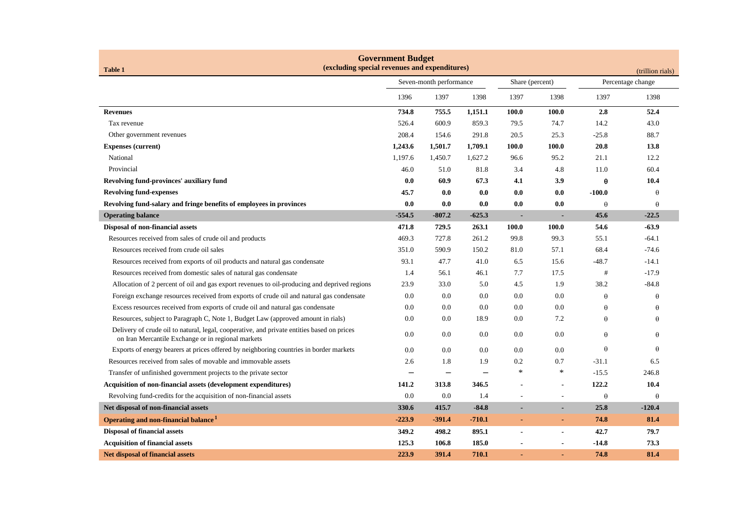**Table 1**

## Government Budget
### (excluding special revenues and expenditures)

(trillion rials)

| | Seven-month performance | | | Share (percent) | | Percentage change | |
|---|---|---|---|---|---|---|---|
| | 1396 | 1397 | 1398 | 1397 | 1398 | 1397 | 1398 |
| **Revenues** | **734.8** | **755.5** | **1,151.1** | **100.0** | **100.0** | **2.8** | **52.4** |
| Tax revenue | 526.4 | 600.9 | 859.3 | 79.5 | 74.7 | 14.2 | 43.0 |
| Other government revenues | 208.4 | 154.6 | 291.8 | 20.5 | 25.3 | -25.8 | 88.7 |
| **Expenses (current)** | **1,243.6** | **1,501.7** | **1,709.1** | **100.0** | **100.0** | **20.8** | **13.8** |
| National | 1,197.6 | 1,450.7 | 1,627.2 | 96.6 | 95.2 | 21.1 | 12.2 |
| Provincial | 46.0 | 51.0 | 81.8 | 3.4 | 4.8 | 11.0 | 60.4 |
| **Revolving fund-provinces' auxiliary fund** | **0.0** | **60.9** | **67.3** | **4.1** | **3.9** | **θ** | **10.4** |
| **Revolving fund-expenses** | **45.7** | **0.0** | **0.0** | **0.0** | **0.0** | **-100.0** | θ |
| **Revolving fund-salary and fringe benefits of employees in provinces** | **0.0** | **0.0** | **0.0** | **0.0** | **0.0** | θ | θ |
| **Operating balance** | **-554.5** | **-807.2** | **-625.3** | - | - | **45.6** | **-22.5** |
| **Disposal of non-financial assets** | **471.8** | **729.5** | **263.1** | **100.0** | **100.0** | **54.6** | **-63.9** |
| Resources received from sales of crude oil and products | 469.3 | 727.8 | 261.2 | 99.8 | 99.3 | 55.1 | -64.1 |
| Resources received from crude oil sales | 351.0 | 590.9 | 150.2 | 81.0 | 57.1 | 68.4 | -74.6 |
| Resources received from exports of oil products and natural gas condensate | 93.1 | 47.7 | 41.0 | 6.5 | 15.6 | -48.7 | -14.1 |
| Resources received from domestic sales of natural gas condensate | 1.4 | 56.1 | 46.1 | 7.7 | 17.5 | # | -17.9 |
| Allocation of 2 percent of oil and gas export revenues to oil-producing and deprived regions | 23.9 | 33.0 | 5.0 | 4.5 | 1.9 | 38.2 | -84.8 |
| Foreign exchange resources received from exports of crude oil and natural gas condensate | 0.0 | 0.0 | 0.0 | 0.0 | 0.0 | θ | θ |
| Excess resources received from exports of crude oil and natural gas condensate | 0.0 | 0.0 | 0.0 | 0.0 | 0.0 | θ | θ |
| Resources, subject to Paragraph C, Note 1, Budget Law (approved amount in rials) | 0.0 | 0.0 | 18.9 | 0.0 | 7.2 | θ | θ |
| Delivery of crude oil to natural, legal, cooperative, and private entities based on prices on Iran Mercantile Exchange or in regional markets | 0.0 | 0.0 | 0.0 | 0.0 | 0.0 | θ | θ |
| Exports of energy bearers at prices offered by neighboring countries in border markets | 0.0 | 0.0 | 0.0 | 0.0 | 0.0 | θ | θ |
| Resources received from sales of movable and immovable assets | 2.6 | 1.8 | 1.9 | 0.2 | 0.7 | -31.1 | 6.5 |
| Transfer of unfinished government projects to the private sector | — | — | — | * | * | -15.5 | 246.8 |
| **Acquisition of non-financial assets (development expenditures)** | **141.2** | **313.8** | **346.5** | - | - | **122.2** | **10.4** |
| Revolving fund-credits for the acquisition of non-financial assets | 0.0 | 0.0 | 1.4 | - | - | θ | θ |
| **Net disposal of non-financial assets** | **330.6** | **415.7** | **-84.8** | - | - | **25.8** | **-120.4** |
| **Operating and non-financial balance** [1] | **-223.9** | **-391.4** | **-710.1** | - | - | **74.8** | **81.4** |
| **Disposal of financial assets** | **349.2** | **498.2** | **895.1** | - | - | **42.7** | **79.7** |
| **Acquisition of financial assets** | **125.3** | **106.8** | **185.0** | - | - | **-14.8** | **73.3** |
| **Net disposal of financial assets** | **223.9** | **391.4** | **710.1** | - | - | **74.8** | **81.4** |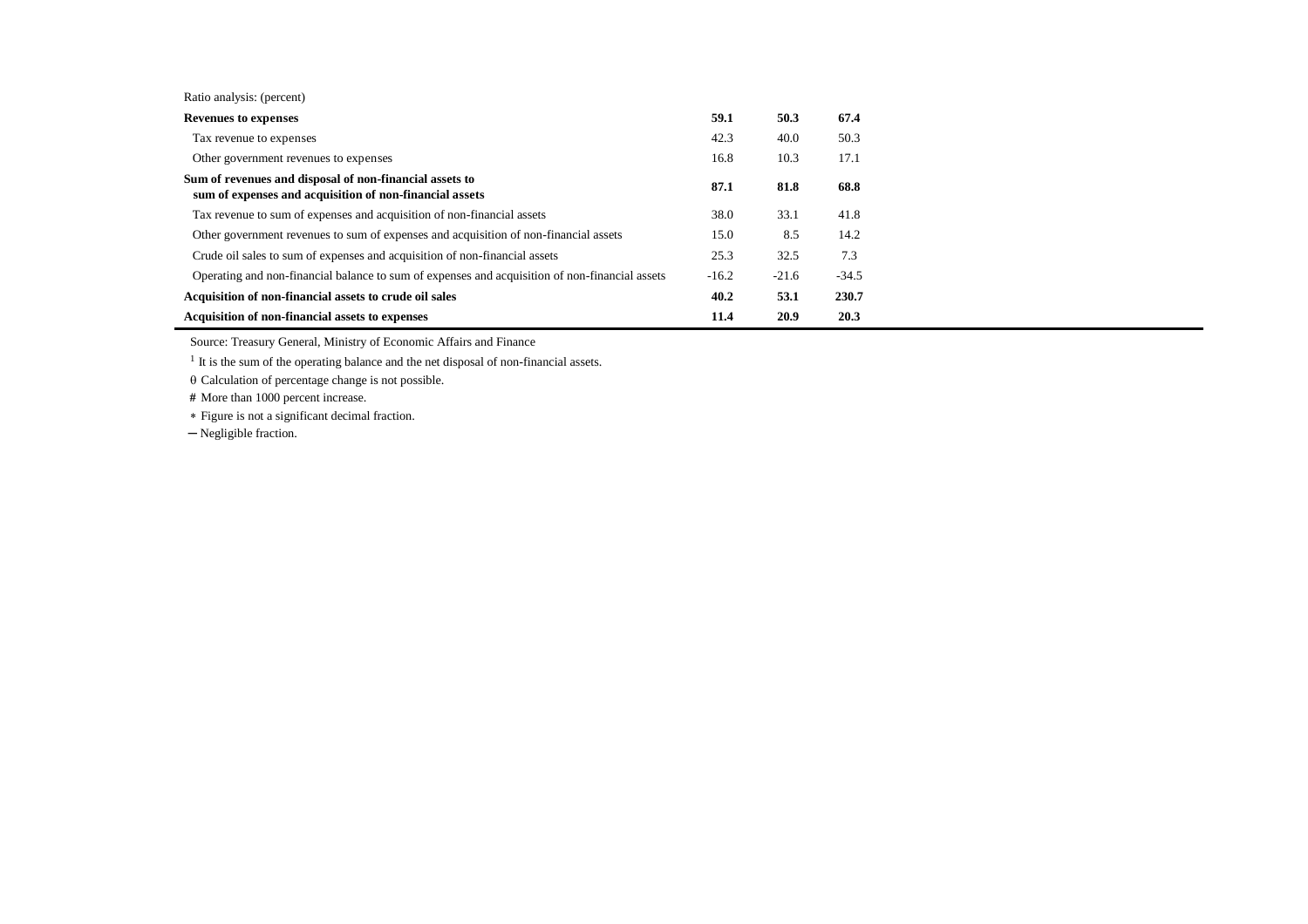| Ratio analysis: (percent) | | | |
|---|---|---|---|
| **Revenues to expenses** | **59.1** | **50.3** | **67.4** |
| Tax revenue to expenses | 42.3 | 40.0 | 50.3 |
| Other government revenues to expenses | 16.8 | 10.3 | 17.1 |
| **Sum of revenues and disposal of non-financial assets to sum of expenses and acquisition of non-financial assets** | **87.1** | **81.8** | **68.8** |
| Tax revenue to sum of expenses and acquisition of non-financial assets | 38.0 | 33.1 | 41.8 |
| Other government revenues to sum of expenses and acquisition of non-financial assets | 15.0 | 8.5 | 14.2 |
| Crude oil sales to sum of expenses and acquisition of non-financial assets | 25.3 | 32.5 | 7.3 |
| Operating and non-financial balance to sum of expenses and acquisition of non-financial assets | -16.2 | -21.6 | -34.5 |
| **Acquisition of non-financial assets to crude oil sales** | **40.2** | **53.1** | **230.7** |
| **Acquisition of non-financial assets to expenses** | **11.4** | **20.9** | **20.3** |

Source: Treasury General, Ministry of Economic Affairs and Finance

[1] It is the sum of the operating balance and the net disposal of non-financial assets.

θ Calculation of percentage change is not possible.

# More than 1000 percent increase.

* Figure is not a significant decimal fraction.

— Negligible fraction.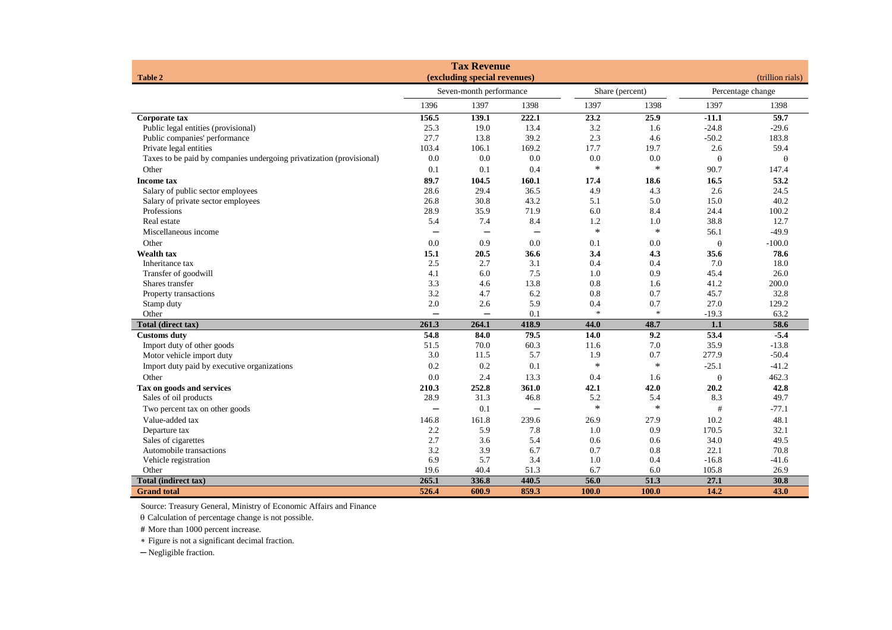**Table 2**

**Tax Revenue**
**(excluding special revenues)**

(trillion rials)

| | Seven-month performance | | | Share (percent) | | Percentage change | |
|---|---|---|---|---|---|---|---|
| | 1396 | 1397 | 1398 | 1397 | 1398 | 1397 | 1398 |
| **Corporate tax** | **156.5** | **139.1** | **222.1** | **23.2** | **25.9** | **-11.1** | **59.7** |
| Public legal entities (provisional) | 25.3 | 19.0 | 13.4 | 3.2 | 1.6 | -24.8 | -29.6 |
| Public companies' performance | 27.7 | 13.8 | 39.2 | 2.3 | 4.6 | -50.2 | 183.8 |
| Private legal entities | 103.4 | 106.1 | 169.2 | 17.7 | 19.7 | 2.6 | 59.4 |
| Taxes to be paid by companies undergoing privatization (provisional) | 0.0 | 0.0 | 0.0 | 0.0 | 0.0 | θ | θ |
| Other | 0.1 | 0.1 | 0.4 | * | * | 90.7 | 147.4 |
| **Income tax** | **89.7** | **104.5** | **160.1** | **17.4** | **18.6** | **16.5** | **53.2** |
| Salary of public sector employees | 28.6 | 29.4 | 36.5 | 4.9 | 4.3 | 2.6 | 24.5 |
| Salary of private sector employees | 26.8 | 30.8 | 43.2 | 5.1 | 5.0 | 15.0 | 40.2 |
| Professions | 28.9 | 35.9 | 71.9 | 6.0 | 8.4 | 24.4 | 100.2 |
| Real estate | 5.4 | 7.4 | 8.4 | 1.2 | 1.0 | 38.8 | 12.7 |
| Miscellaneous income | ─ | ─ | ─ | * | * | 56.1 | -49.9 |
| Other | 0.0 | 0.9 | 0.0 | 0.1 | 0.0 | θ | -100.0 |
| **Wealth tax** | **15.1** | **20.5** | **36.6** | **3.4** | **4.3** | **35.6** | **78.6** |
| Inheritance tax | 2.5 | 2.7 | 3.1 | 0.4 | 0.4 | 7.0 | 18.0 |
| Transfer of goodwill | 4.1 | 6.0 | 7.5 | 1.0 | 0.9 | 45.4 | 26.0 |
| Shares transfer | 3.3 | 4.6 | 13.8 | 0.8 | 1.6 | 41.2 | 200.0 |
| Property transactions | 3.2 | 4.7 | 6.2 | 0.8 | 0.7 | 45.7 | 32.8 |
| Stamp duty | 2.0 | 2.6 | 5.9 | 0.4 | 0.7 | 27.0 | 129.2 |
| Other | ─ | ─ | 0.1 | * | * | -19.3 | 63.2 |
| **Total (direct tax)** | **261.3** | **264.1** | **418.9** | **44.0** | **48.7** | **1.1** | **58.6** |
| **Customs duty** | **54.8** | **84.0** | **79.5** | **14.0** | **9.2** | **53.4** | **-5.4** |
| Import duty of other goods | 51.5 | 70.0 | 60.3 | 11.6 | 7.0 | 35.9 | -13.8 |
| Motor vehicle import duty | 3.0 | 11.5 | 5.7 | 1.9 | 0.7 | 277.9 | -50.4 |
| Import duty paid by executive organizations | 0.2 | 0.2 | 0.1 | * | * | -25.1 | -41.2 |
| Other | 0.0 | 2.4 | 13.3 | 0.4 | 1.6 | θ | 462.3 |
| **Tax on goods and services** | **210.3** | **252.8** | **361.0** | **42.1** | **42.0** | **20.2** | **42.8** |
| Sales of oil products | 28.9 | 31.3 | 46.8 | 5.2 | 5.4 | 8.3 | 49.7 |
| Two percent tax on other goods | ─ | 0.1 | ─ | * | * | # | -77.1 |
| Value-added tax | 146.8 | 161.8 | 239.6 | 26.9 | 27.9 | 10.2 | 48.1 |
| Departure tax | 2.2 | 5.9 | 7.8 | 1.0 | 0.9 | 170.5 | 32.1 |
| Sales of cigarettes | 2.7 | 3.6 | 5.4 | 0.6 | 0.6 | 34.0 | 49.5 |
| Automobile transactions | 3.2 | 3.9 | 6.7 | 0.7 | 0.8 | 22.1 | 70.8 |
| Vehicle registration | 6.9 | 5.7 | 3.4 | 1.0 | 0.4 | -16.8 | -41.6 |
| Other | 19.6 | 40.4 | 51.3 | 6.7 | 6.0 | 105.8 | 26.9 |
| **Total (indirect tax)** | **265.1** | **336.8** | **440.5** | **56.0** | **51.3** | **27.1** | **30.8** |
| **Grand total** | **526.4** | **600.9** | **859.3** | **100.0** | **100.0** | **14.2** | **43.0** |

Source: Treasury General, Ministry of Economic Affairs and Finance

θ Calculation of percentage change is not possible.

# More than 1000 percent increase.

* Figure is not a significant decimal fraction.

─ Negligible fraction.